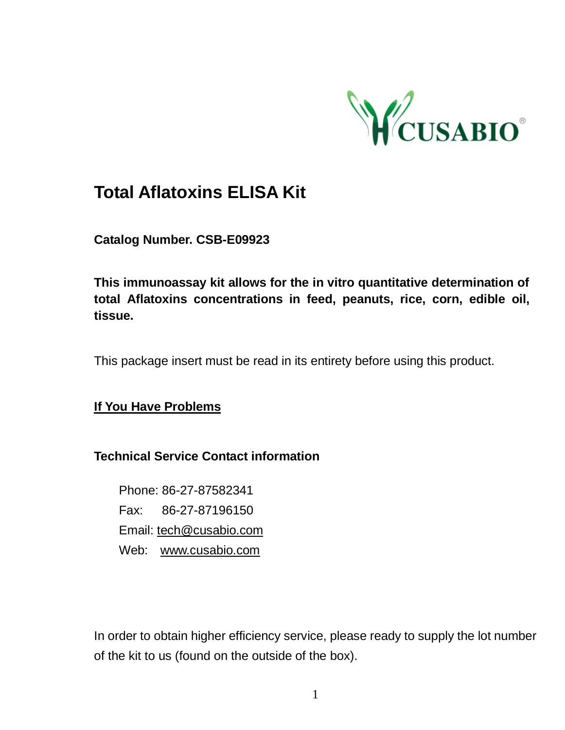# Total Aflatoxins ELISA Kit

**Catalog Number. CSB-E09923**

**This immunoassay kit allows for the in vitro quantitative determination of total Aflatoxins concentrations in feed, peanuts, rice, corn, edible oil, tissue.**

This package insert must be read in its entirety before using this product.

**If You Have Problems**

**Technical Service Contact information**

Phone: 86-27-87582341
Fax: 86-27-87196150
Email: tech@cusabio.com
Web: www.cusabio.com

In order to obtain higher efficiency service, please ready to supply the lot number of the kit to us (found on the outside of the box).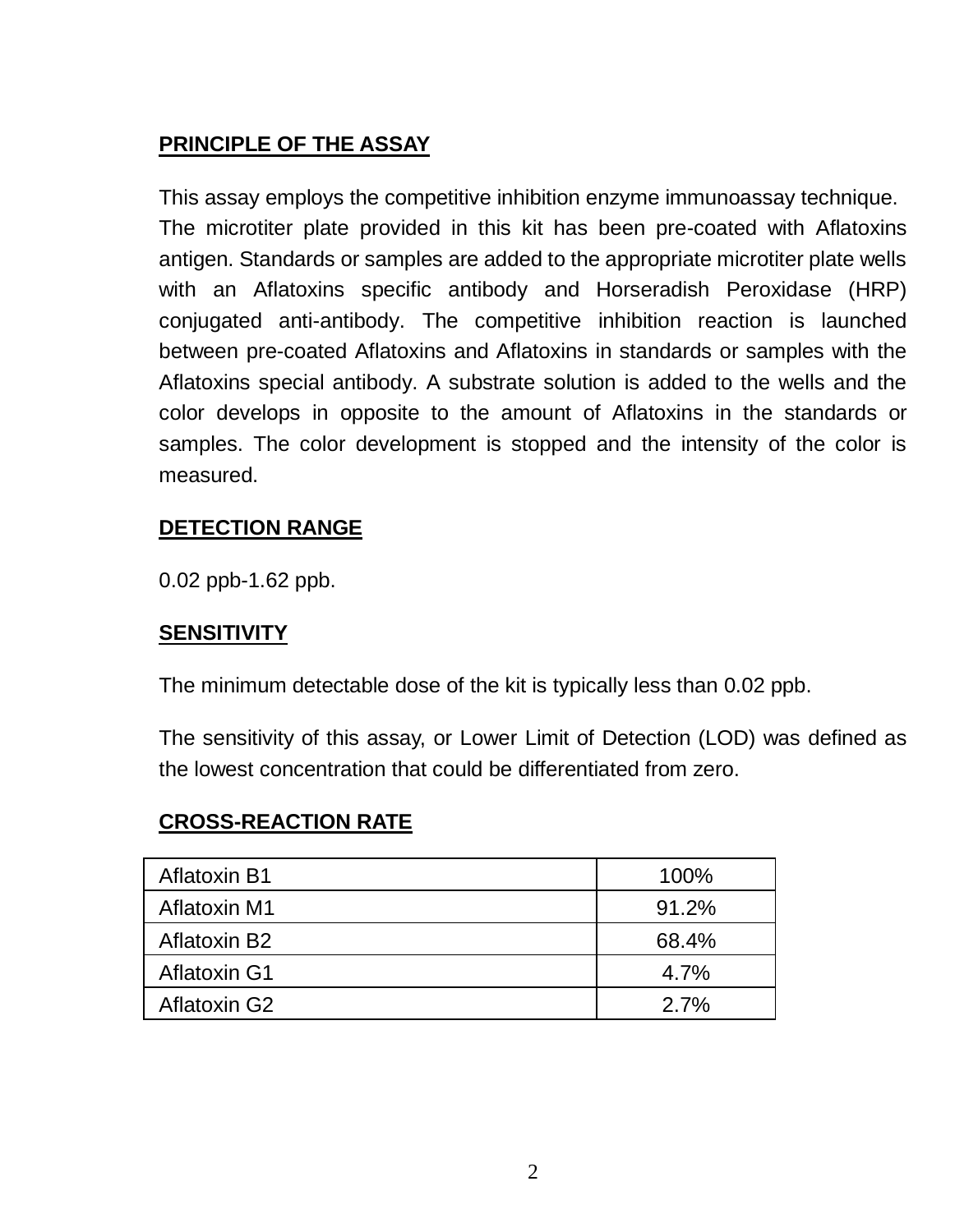## PRINCIPLE OF THE ASSAY

This assay employs the competitive inhibition enzyme immunoassay technique. The microtiter plate provided in this kit has been pre-coated with Aflatoxins antigen. Standards or samples are added to the appropriate microtiter plate wells with an Aflatoxins specific antibody and Horseradish Peroxidase (HRP) conjugated anti-antibody. The competitive inhibition reaction is launched between pre-coated Aflatoxins and Aflatoxins in standards or samples with the Aflatoxins special antibody. A substrate solution is added to the wells and the color develops in opposite to the amount of Aflatoxins in the standards or samples. The color development is stopped and the intensity of the color is measured.

## DETECTION RANGE

0.02 ppb-1.62 ppb.

## SENSITIVITY

The minimum detectable dose of the kit is typically less than 0.02 ppb.

The sensitivity of this assay, or Lower Limit of Detection (LOD) was defined as the lowest concentration that could be differentiated from zero.

## CROSS-REACTION RATE

| | |
|---|---|
| Aflatoxin B1 | 100% |
| Aflatoxin M1 | 91.2% |
| Aflatoxin B2 | 68.4% |
| Aflatoxin G1 | 4.7% |
| Aflatoxin G2 | 2.7% |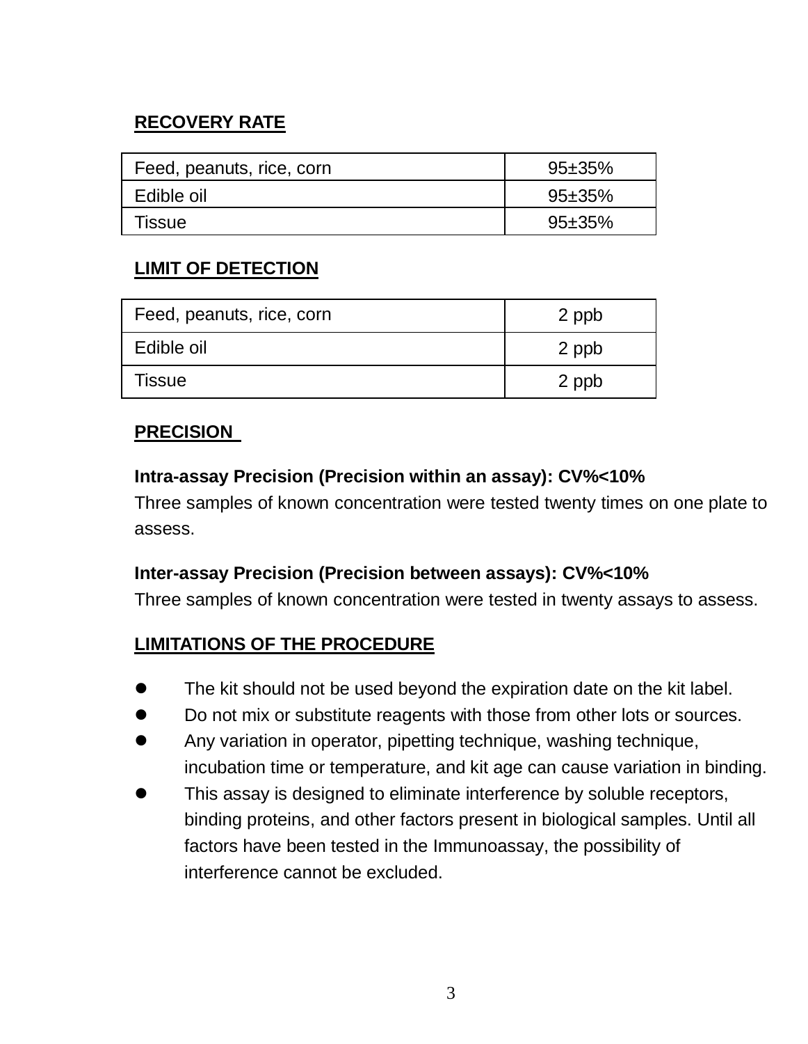## RECOVERY RATE

| Feed, peanuts, rice, corn | 95±35% |
| --- | --- |
| Edible oil | 95±35% |
| Tissue | 95±35% |

## LIMIT OF DETECTION

| Feed, peanuts, rice, corn | 2 ppb |
| --- | --- |
| Edible oil | 2 ppb |
| Tissue | 2 ppb |

## PRECISION

**Intra-assay Precision (Precision within an assay): CV%<10%**

Three samples of known concentration were tested twenty times on one plate to assess.

**Inter-assay Precision (Precision between assays): CV%<10%**

Three samples of known concentration were tested in twenty assays to assess.

## LIMITATIONS OF THE PROCEDURE

- The kit should not be used beyond the expiration date on the kit label.
- Do not mix or substitute reagents with those from other lots or sources.
- Any variation in operator, pipetting technique, washing technique, incubation time or temperature, and kit age can cause variation in binding.
- This assay is designed to eliminate interference by soluble receptors, binding proteins, and other factors present in biological samples. Until all factors have been tested in the Immunoassay, the possibility of interference cannot be excluded.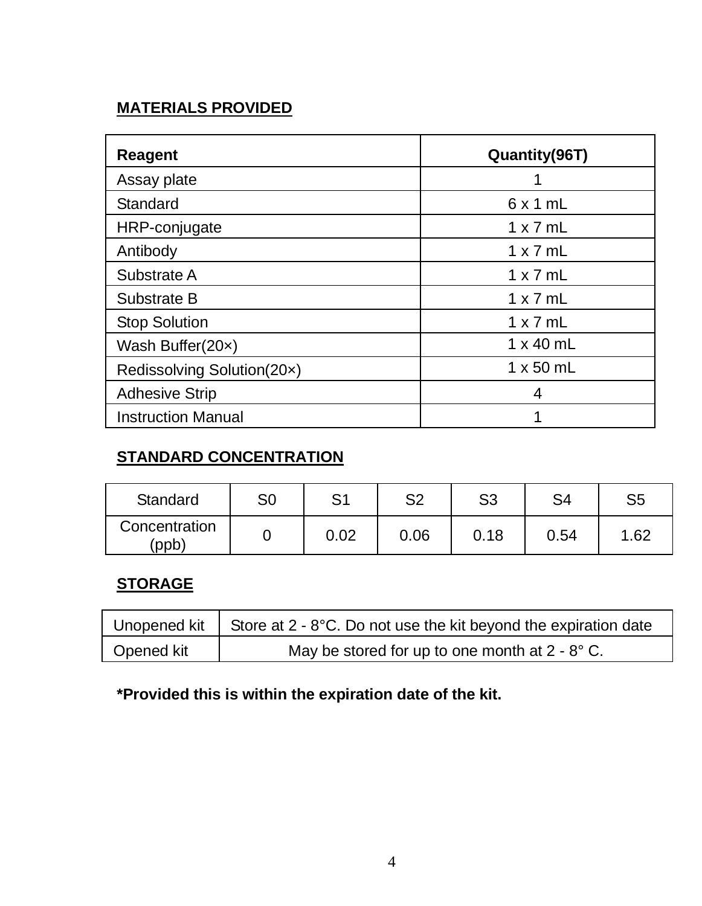## MATERIALS PROVIDED

| Reagent | Quantity(96T) |
|---|---|
| Assay plate | 1 |
| Standard | 6 x 1 mL |
| HRP-conjugate | 1 x 7 mL |
| Antibody | 1 x 7 mL |
| Substrate A | 1 x 7 mL |
| Substrate B | 1 x 7 mL |
| Stop Solution | 1 x 7 mL |
| Wash Buffer(20×) | 1 x 40 mL |
| Redissolving Solution(20×) | 1 x 50 mL |
| Adhesive Strip | 4 |
| Instruction Manual | 1 |

## STANDARD CONCENTRATION

| Standard | S0 | S1 | S2 | S3 | S4 | S5 |
|---|---|---|---|---|---|---|
| Concentration (ppb) | 0 | 0.02 | 0.06 | 0.18 | 0.54 | 1.62 |

## STORAGE

| Unopened kit | Store at 2 - 8°C. Do not use the kit beyond the expiration date |
|---|---|
| Opened kit | May be stored for up to one month at 2 - 8° C. |

**\*Provided this is within the expiration date of the kit.**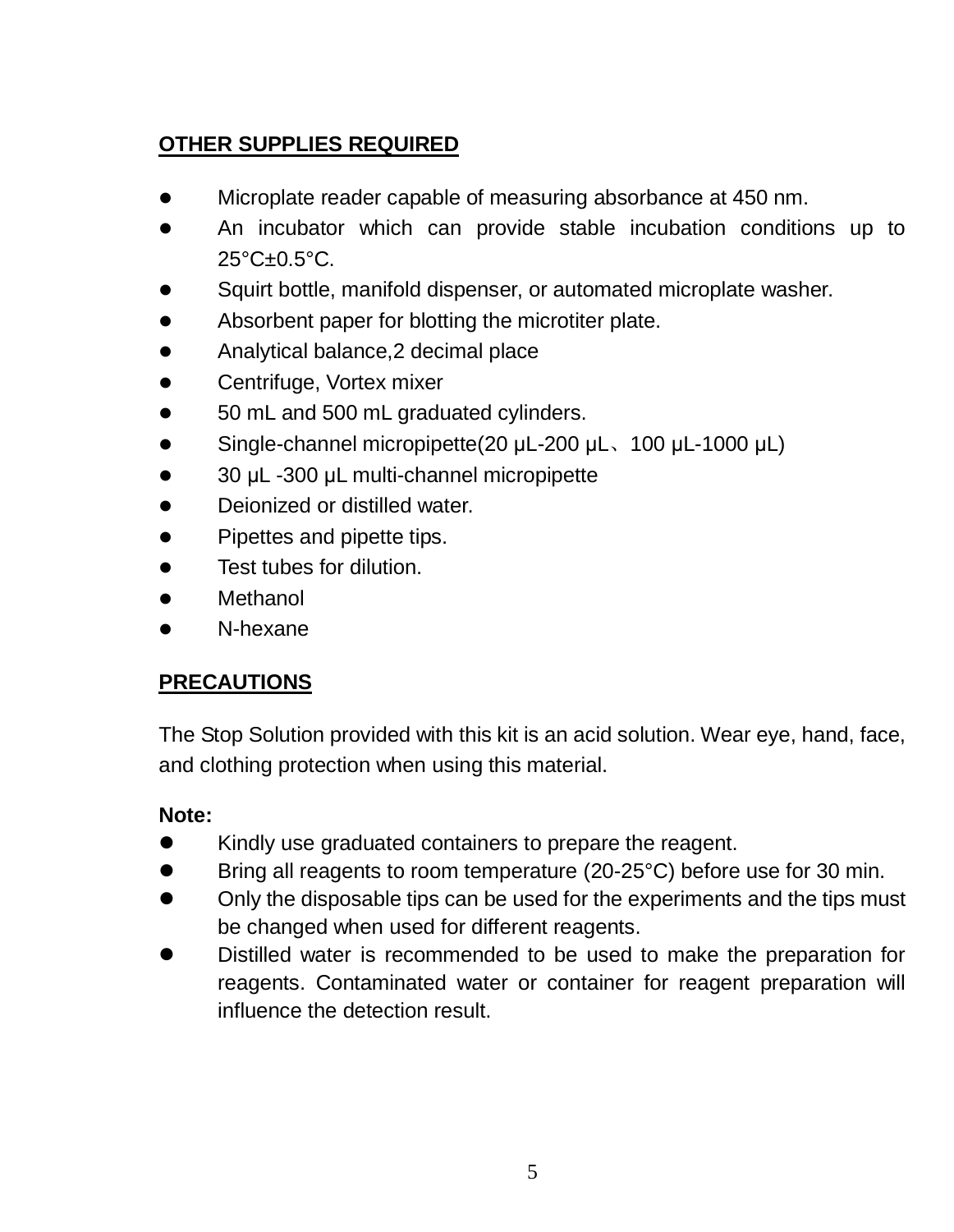## OTHER SUPPLIES REQUIRED

- Microplate reader capable of measuring absorbance at 450 nm.
- An incubator which can provide stable incubation conditions up to 25°C±0.5°C.
- Squirt bottle, manifold dispenser, or automated microplate washer.
- Absorbent paper for blotting the microtiter plate.
- Analytical balance,2 decimal place
- Centrifuge, Vortex mixer
- 50 mL and 500 mL graduated cylinders.
- Single-channel micropipette(20 μL-200 μL、100 μL-1000 μL)
- 30 μL -300 μL multi-channel micropipette
- Deionized or distilled water.
- Pipettes and pipette tips.
- Test tubes for dilution.
- Methanol
- N-hexane

## PRECAUTIONS

The Stop Solution provided with this kit is an acid solution. Wear eye, hand, face, and clothing protection when using this material.

**Note:**

- Kindly use graduated containers to prepare the reagent.
- Bring all reagents to room temperature (20-25°C) before use for 30 min.
- Only the disposable tips can be used for the experiments and the tips must be changed when used for different reagents.
- Distilled water is recommended to be used to make the preparation for reagents. Contaminated water or container for reagent preparation will influence the detection result.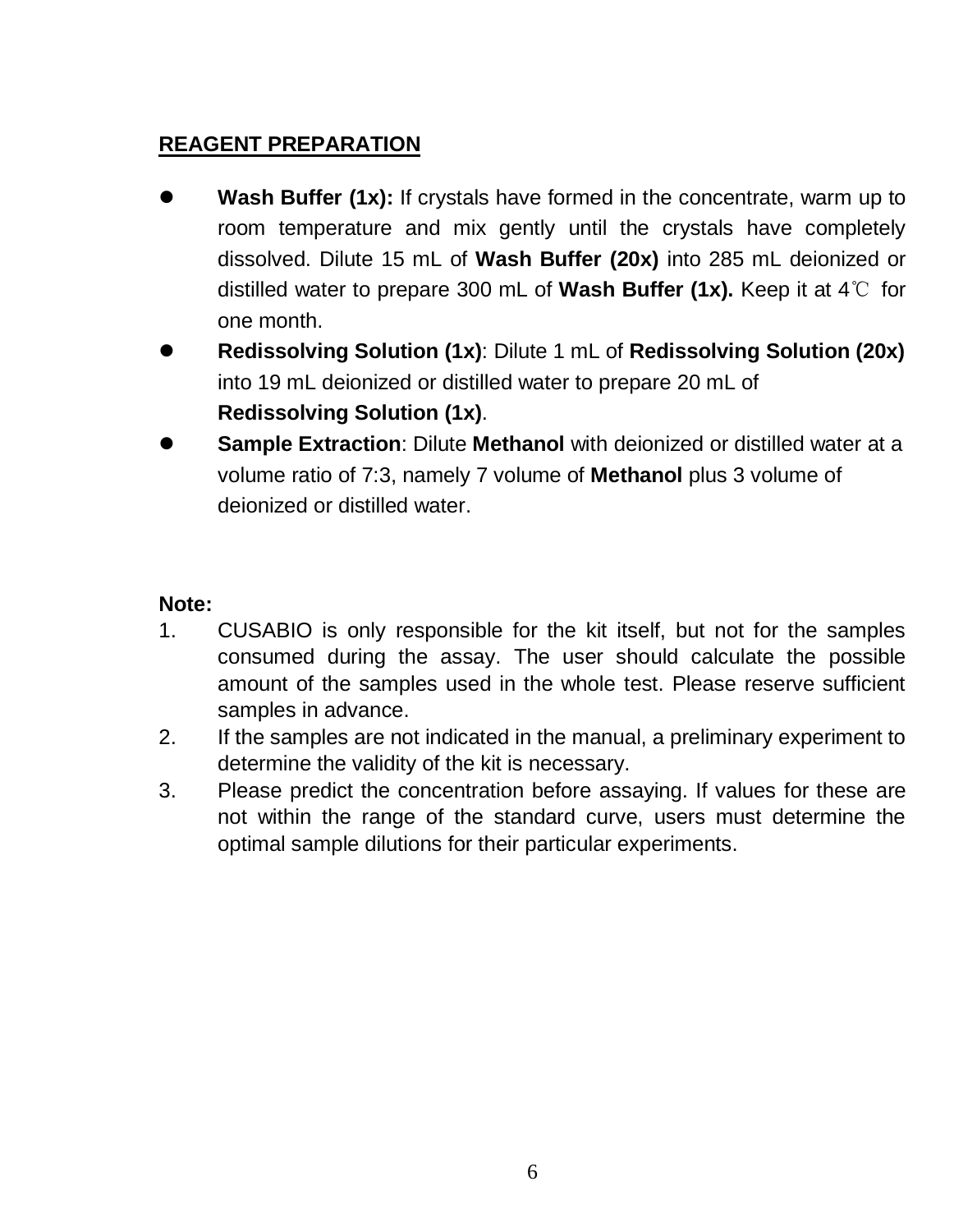## REAGENT PREPARATION

- **Wash Buffer (1x):** If crystals have formed in the concentrate, warm up to room temperature and mix gently until the crystals have completely dissolved. Dilute 15 mL of **Wash Buffer (20x)** into 285 mL deionized or distilled water to prepare 300 mL of **Wash Buffer (1x).** Keep it at 4℃ for one month.
- **Redissolving Solution (1x)**: Dilute 1 mL of **Redissolving Solution (20x)** into 19 mL deionized or distilled water to prepare 20 mL of **Redissolving Solution (1x)**.
- **Sample Extraction**: Dilute **Methanol** with deionized or distilled water at a volume ratio of 7:3, namely 7 volume of **Methanol** plus 3 volume of deionized or distilled water.

**Note:**

1. CUSABIO is only responsible for the kit itself, but not for the samples consumed during the assay. The user should calculate the possible amount of the samples used in the whole test. Please reserve sufficient samples in advance.
2. If the samples are not indicated in the manual, a preliminary experiment to determine the validity of the kit is necessary.
3. Please predict the concentration before assaying. If values for these are not within the range of the standard curve, users must determine the optimal sample dilutions for their particular experiments.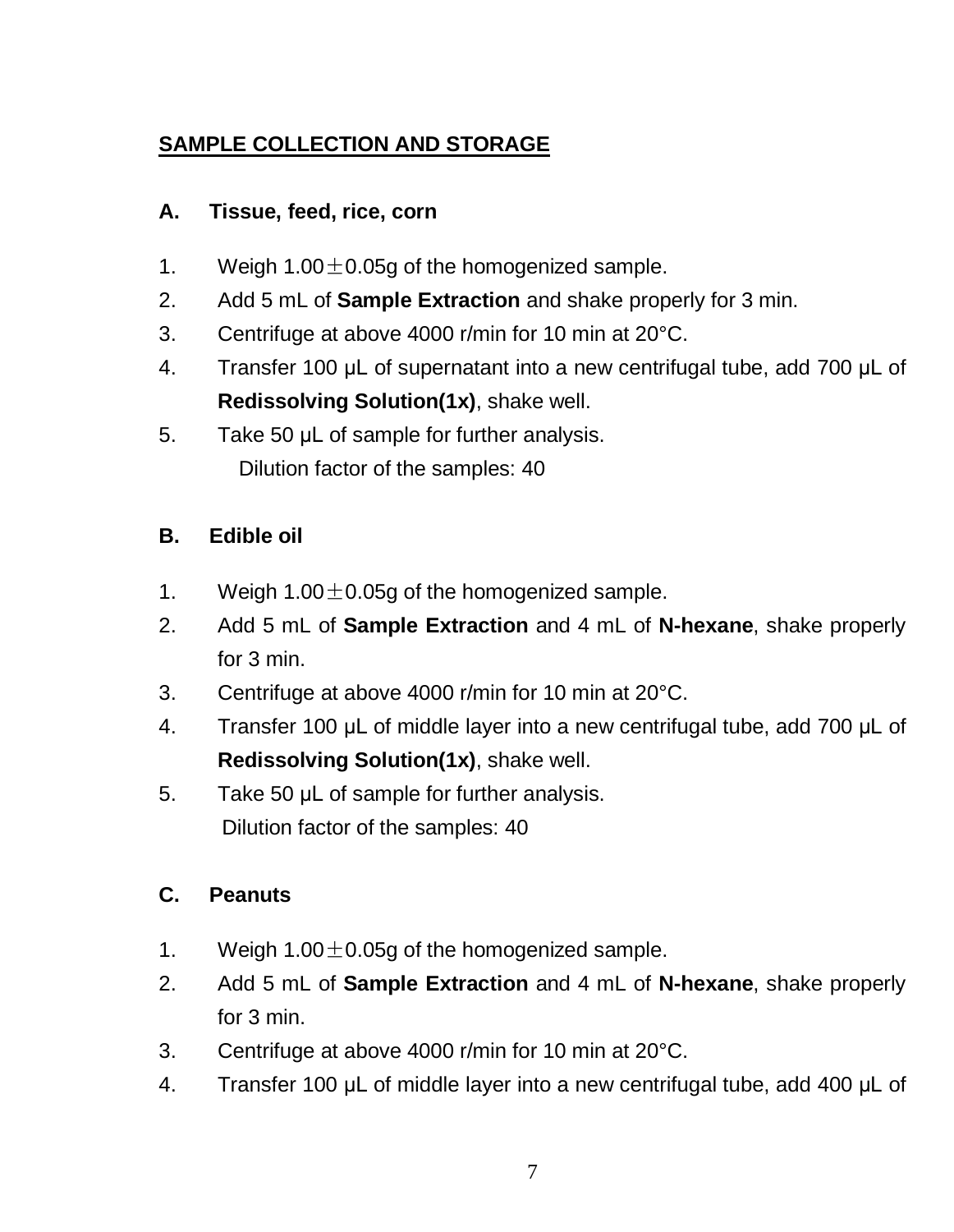## SAMPLE COLLECTION AND STORAGE

### A. Tissue, feed, rice, corn

1. Weigh 1.00±0.05g of the homogenized sample.
2. Add 5 mL of **Sample Extraction** and shake properly for 3 min.
3. Centrifuge at above 4000 r/min for 10 min at 20°C.
4. Transfer 100 μL of supernatant into a new centrifugal tube, add 700 μL of **Redissolving Solution(1x)**, shake well.
5. Take 50 μL of sample for further analysis.
   Dilution factor of the samples: 40

### B. Edible oil

1. Weigh 1.00±0.05g of the homogenized sample.
2. Add 5 mL of **Sample Extraction** and 4 mL of **N-hexane**, shake properly for 3 min.
3. Centrifuge at above 4000 r/min for 10 min at 20°C.
4. Transfer 100 μL of middle layer into a new centrifugal tube, add 700 μL of **Redissolving Solution(1x)**, shake well.
5. Take 50 μL of sample for further analysis.
   Dilution factor of the samples: 40

### C. Peanuts

1. Weigh 1.00±0.05g of the homogenized sample.
2. Add 5 mL of **Sample Extraction** and 4 mL of **N-hexane**, shake properly for 3 min.
3. Centrifuge at above 4000 r/min for 10 min at 20°C.
4. Transfer 100 μL of middle layer into a new centrifugal tube, add 400 μL of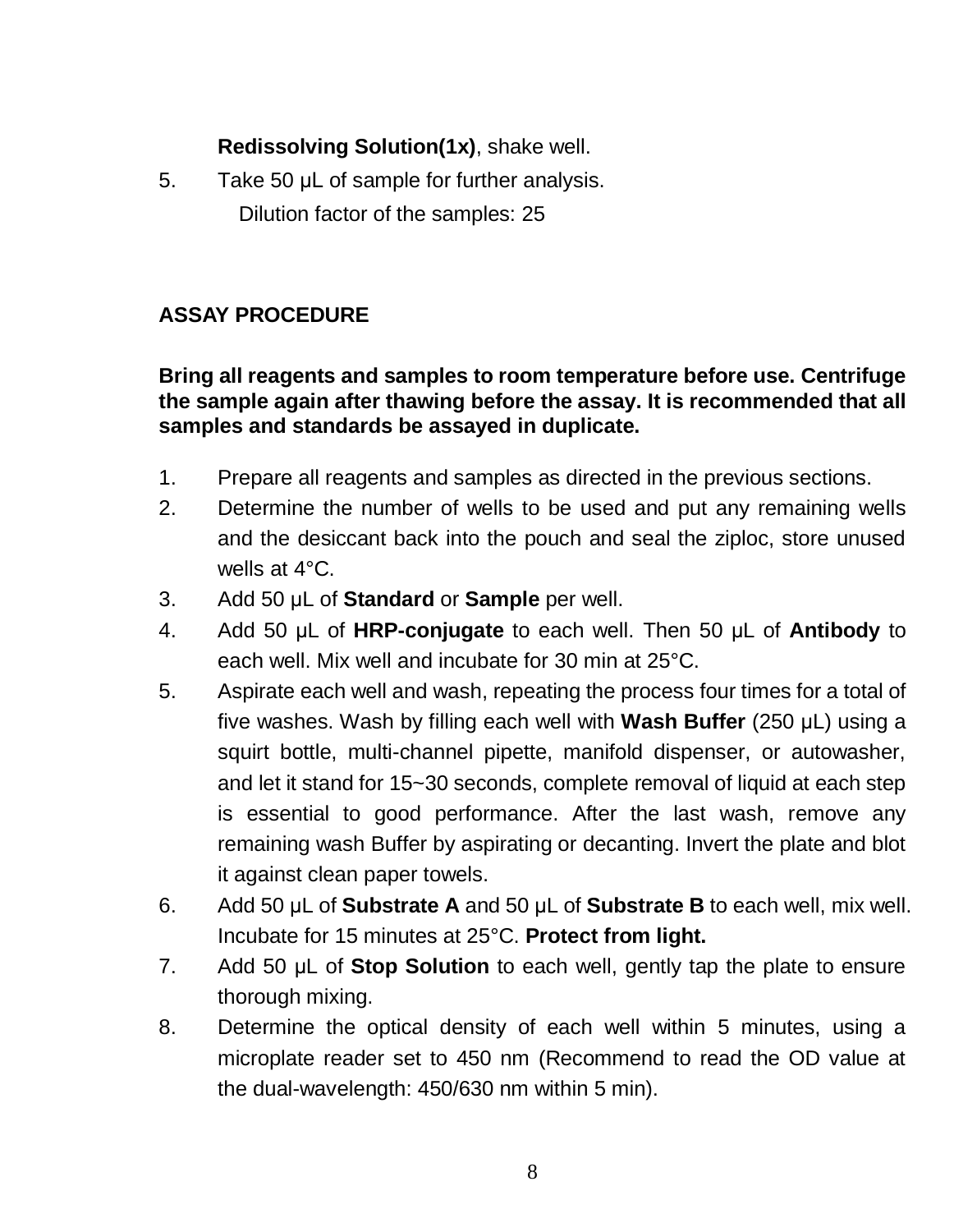**Redissolving Solution(1x)**, shake well.

5. Take 50 μL of sample for further analysis.
   Dilution factor of the samples: 25

## ASSAY PROCEDURE

**Bring all reagents and samples to room temperature before use. Centrifuge the sample again after thawing before the assay. It is recommended that all samples and standards be assayed in duplicate.**

1. Prepare all reagents and samples as directed in the previous sections.
2. Determine the number of wells to be used and put any remaining wells and the desiccant back into the pouch and seal the ziploc, store unused wells at 4°C.
3. Add 50 μL of **Standard** or **Sample** per well.
4. Add 50 μL of **HRP-conjugate** to each well. Then 50 μL of **Antibody** to each well. Mix well and incubate for 30 min at 25°C.
5. Aspirate each well and wash, repeating the process four times for a total of five washes. Wash by filling each well with **Wash Buffer** (250 μL) using a squirt bottle, multi-channel pipette, manifold dispenser, or autowasher, and let it stand for 15~30 seconds, complete removal of liquid at each step is essential to good performance. After the last wash, remove any remaining wash Buffer by aspirating or decanting. Invert the plate and blot it against clean paper towels.
6. Add 50 μL of **Substrate A** and 50 μL of **Substrate B** to each well, mix well. Incubate for 15 minutes at 25°C. **Protect from light.**
7. Add 50 μL of **Stop Solution** to each well, gently tap the plate to ensure thorough mixing.
8. Determine the optical density of each well within 5 minutes, using a microplate reader set to 450 nm (Recommend to read the OD value at the dual-wavelength: 450/630 nm within 5 min).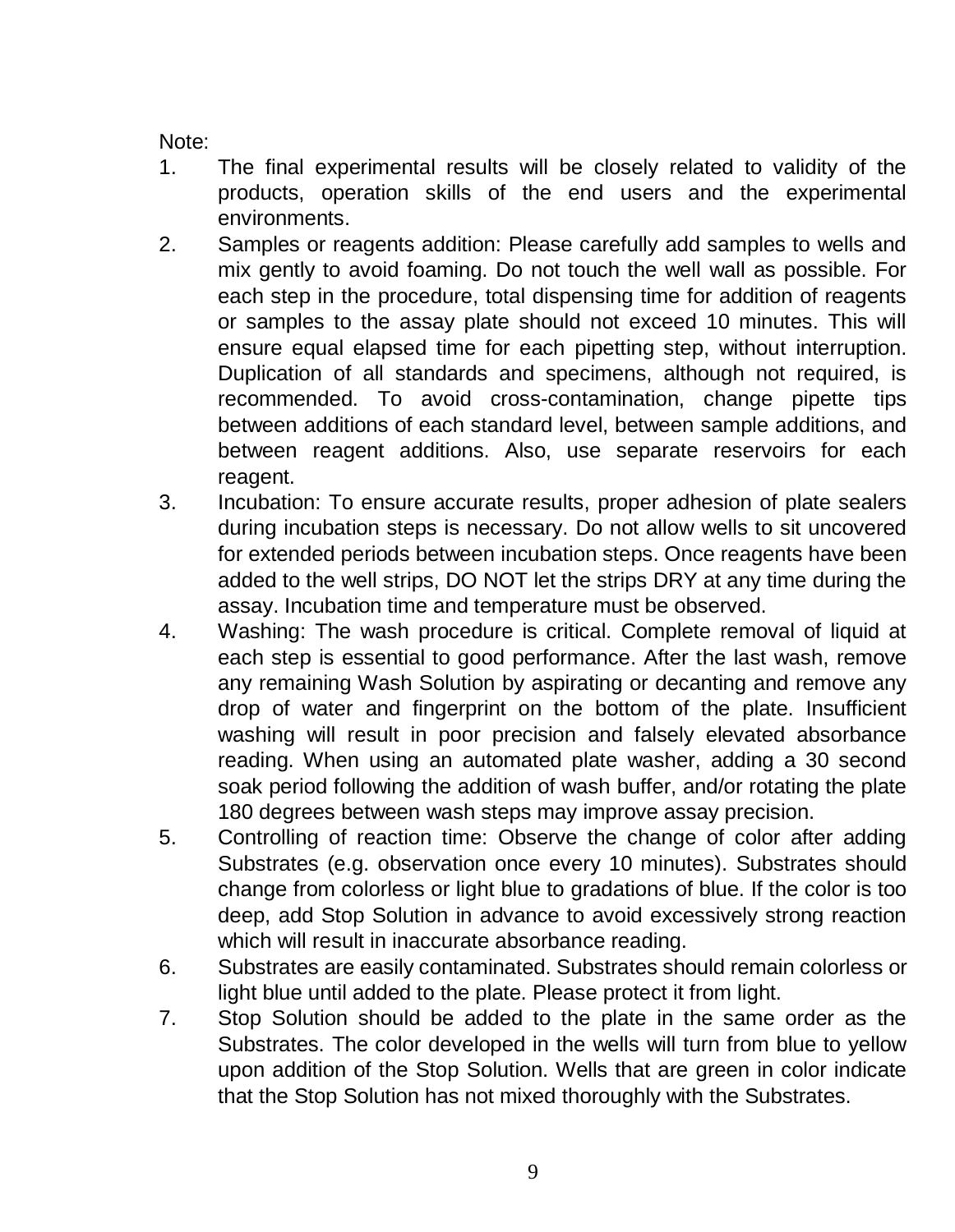Note:

1. The final experimental results will be closely related to validity of the products, operation skills of the end users and the experimental environments.
2. Samples or reagents addition: Please carefully add samples to wells and mix gently to avoid foaming. Do not touch the well wall as possible. For each step in the procedure, total dispensing time for addition of reagents or samples to the assay plate should not exceed 10 minutes. This will ensure equal elapsed time for each pipetting step, without interruption. Duplication of all standards and specimens, although not required, is recommended. To avoid cross-contamination, change pipette tips between additions of each standard level, between sample additions, and between reagent additions. Also, use separate reservoirs for each reagent.
3. Incubation: To ensure accurate results, proper adhesion of plate sealers during incubation steps is necessary. Do not allow wells to sit uncovered for extended periods between incubation steps. Once reagents have been added to the well strips, DO NOT let the strips DRY at any time during the assay. Incubation time and temperature must be observed.
4. Washing: The wash procedure is critical. Complete removal of liquid at each step is essential to good performance. After the last wash, remove any remaining Wash Solution by aspirating or decanting and remove any drop of water and fingerprint on the bottom of the plate. Insufficient washing will result in poor precision and falsely elevated absorbance reading. When using an automated plate washer, adding a 30 second soak period following the addition of wash buffer, and/or rotating the plate 180 degrees between wash steps may improve assay precision.
5. Controlling of reaction time: Observe the change of color after adding Substrates (e.g. observation once every 10 minutes). Substrates should change from colorless or light blue to gradations of blue. If the color is too deep, add Stop Solution in advance to avoid excessively strong reaction which will result in inaccurate absorbance reading.
6. Substrates are easily contaminated. Substrates should remain colorless or light blue until added to the plate. Please protect it from light.
7. Stop Solution should be added to the plate in the same order as the Substrates. The color developed in the wells will turn from blue to yellow upon addition of the Stop Solution. Wells that are green in color indicate that the Stop Solution has not mixed thoroughly with the Substrates.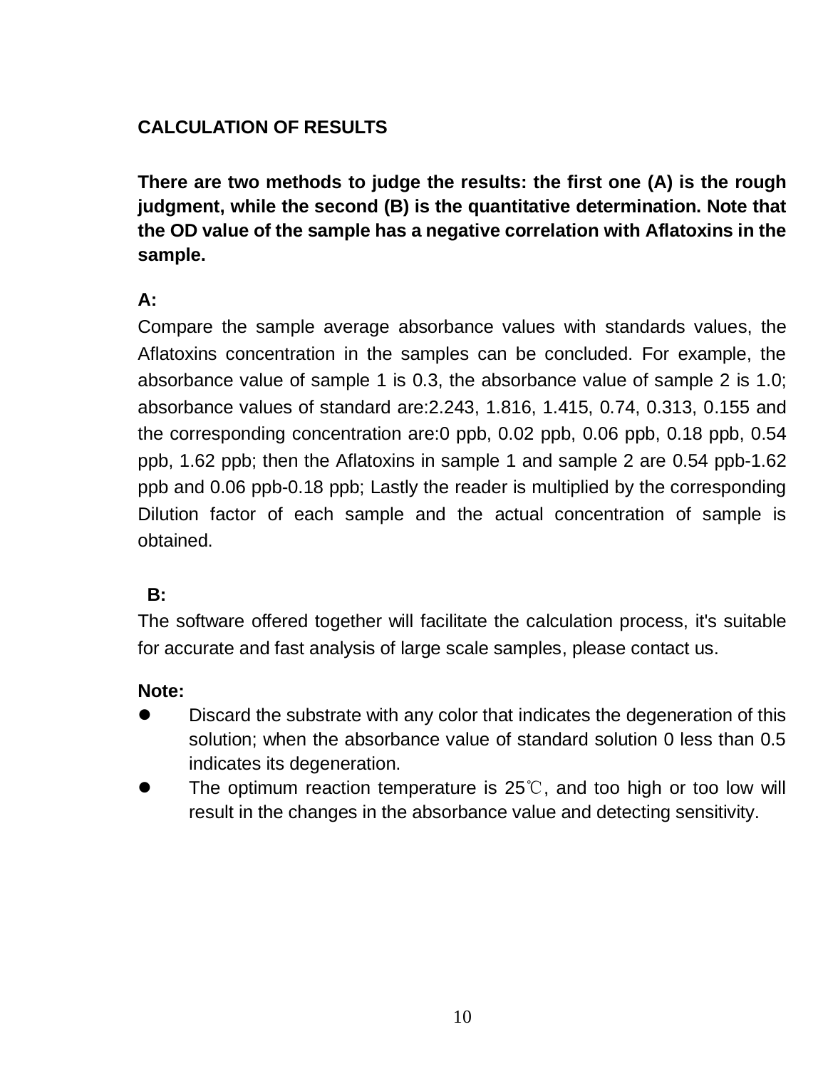## CALCULATION OF RESULTS

**There are two methods to judge the results: the first one (A) is the rough judgment, while the second (B) is the quantitative determination. Note that the OD value of the sample has a negative correlation with Aflatoxins in the sample.**

**A:**

Compare the sample average absorbance values with standards values, the Aflatoxins concentration in the samples can be concluded. For example, the absorbance value of sample 1 is 0.3, the absorbance value of sample 2 is 1.0; absorbance values of standard are:2.243, 1.816, 1.415, 0.74, 0.313, 0.155 and the corresponding concentration are:0 ppb, 0.02 ppb, 0.06 ppb, 0.18 ppb, 0.54 ppb, 1.62 ppb; then the Aflatoxins in sample 1 and sample 2 are 0.54 ppb-1.62 ppb and 0.06 ppb-0.18 ppb; Lastly the reader is multiplied by the corresponding Dilution factor of each sample and the actual concentration of sample is obtained.

**B:**

The software offered together will facilitate the calculation process, it's suitable for accurate and fast analysis of large scale samples, please contact us.

**Note:**

- Discard the substrate with any color that indicates the degeneration of this solution; when the absorbance value of standard solution 0 less than 0.5 indicates its degeneration.
- The optimum reaction temperature is 25℃, and too high or too low will result in the changes in the absorbance value and detecting sensitivity.